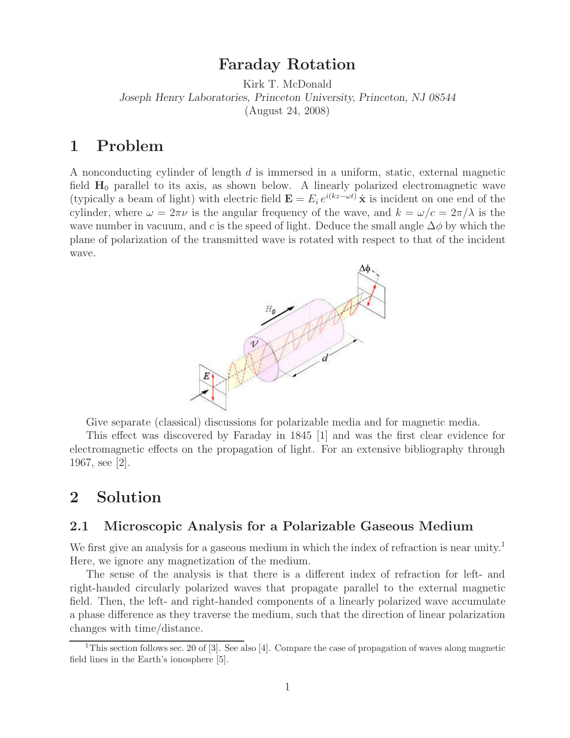# Faraday Rotation

Kirk T. McDonald
*Joseph Henry Laboratories, Princeton University, Princeton, NJ 08544*
(August 24, 2008)

## 1 Problem

A nonconducting cylinder of length $d$ is immersed in a uniform, static, external magnetic field $\mathbf{H}_0$ parallel to its axis, as shown below. A linearly polarized electromagnetic wave (typically a beam of light) with electric field $\mathbf{E} = E_i\, e^{i(kz-\omega t)}\,\hat{\mathbf{x}}$ is incident on one end of the cylinder, where $\omega = 2\pi\nu$ is the angular frequency of the wave, and $k = \omega/c = 2\pi/\lambda$ is the wave number in vacuum, and $c$ is the speed of light. Deduce the small angle $\Delta\phi$ by which the plane of polarization of the transmitted wave is rotated with respect to that of the incident wave.

Give separate (classical) discussions for polarizable media and for magnetic media.

This effect was discovered by Faraday in 1845 [1] and was the first clear evidence for electromagnetic effects on the propagation of light. For an extensive bibliography through 1967, see [2].

## 2 Solution

### 2.1 Microscopic Analysis for a Polarizable Gaseous Medium

We first give an analysis for a gaseous medium in which the index of refraction is near unity.[1] Here, we ignore any magnetization of the medium.

The sense of the analysis is that there is a different index of refraction for left- and right-handed circularly polarized waves that propagate parallel to the external magnetic field. Then, the left- and right-handed components of a linearly polarized wave accumulate a phase difference as they traverse the medium, such that the direction of linear polarization changes with time/distance.

[1] This section follows sec. 20 of [3]. See also [4]. Compare the case of propagation of waves along magnetic field lines in the Earth's ionosphere [5].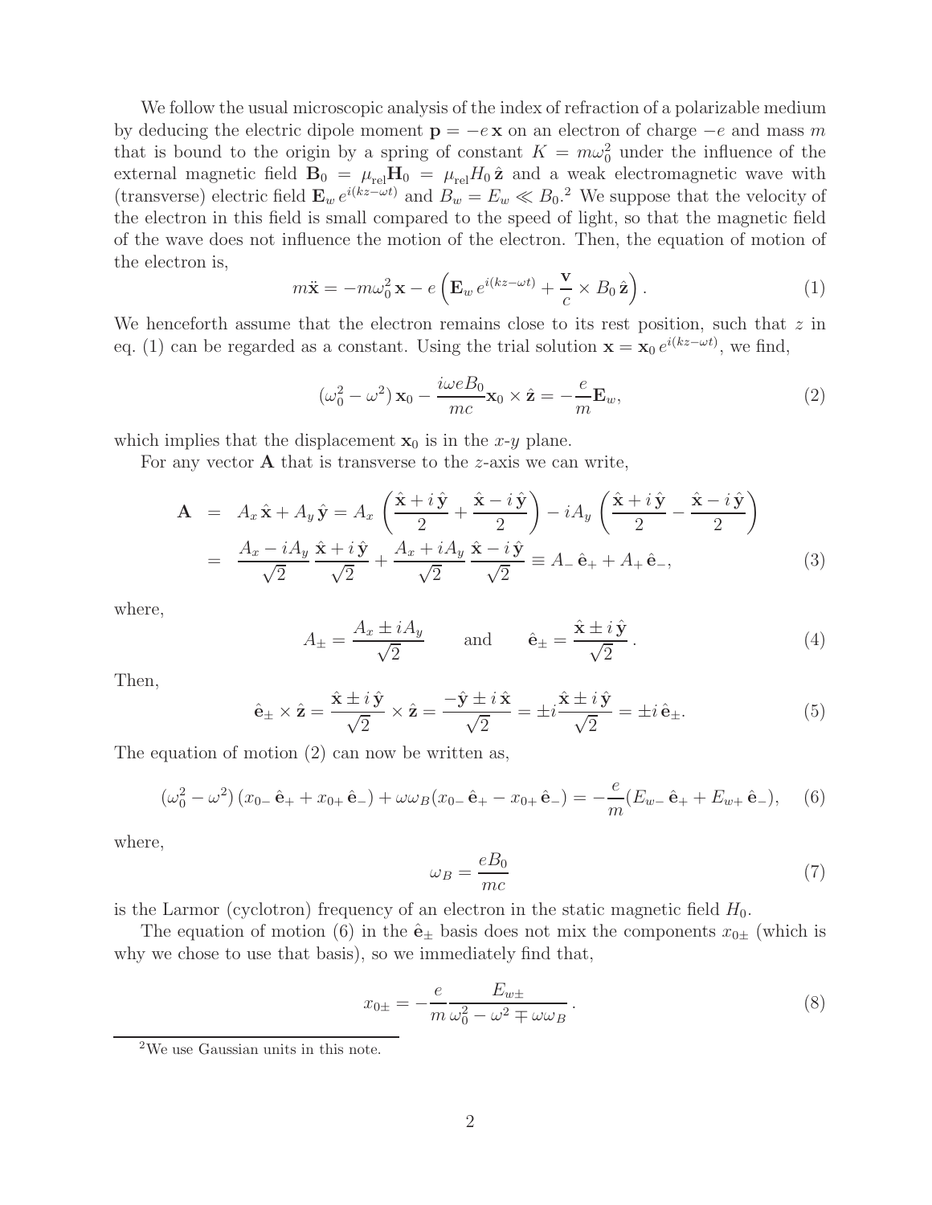We follow the usual microscopic analysis of the index of refraction of a polarizable medium by deducing the electric dipole moment $\mathbf{p} = -e\,\mathbf{x}$ on an electron of charge $-e$ and mass $m$ that is bound to the origin by a spring of constant $K = m\omega_0^2$ under the influence of the external magnetic field $\mathbf{B}_0 = \mu_{\rm rel}\mathbf{H}_0 = \mu_{\rm rel} H_0\,\hat{\mathbf{z}}$ and a weak electromagnetic wave with (transverse) electric field $\mathbf{E}_w\, e^{i(kz-\omega t)}$ and $B_w = E_w \ll B_0$.[2] We suppose that the velocity of the electron in this field is small compared to the speed of light, so that the magnetic field of the wave does not influence the motion of the electron. Then, the equation of motion of the electron is,

$$m\ddot{\mathbf{x}} = -m\omega_0^2\,\mathbf{x} - e\left(\mathbf{E}_w\, e^{i(kz-\omega t)} + \frac{\mathbf{v}}{c}\times B_0\,\hat{\mathbf{z}}\right). \tag{1}$$

We henceforth assume that the electron remains close to its rest position, such that $z$ in eq. (1) can be regarded as a constant. Using the trial solution $\mathbf{x} = \mathbf{x}_0\, e^{i(kz-\omega t)}$, we find,

$$(\omega_0^2 - \omega^2)\,\mathbf{x}_0 - \frac{i\omega e B_0}{mc}\mathbf{x}_0\times\hat{\mathbf{z}} = -\frac{e}{m}\mathbf{E}_w, \tag{2}$$

which implies that the displacement $\mathbf{x}_0$ is in the $x$-$y$ plane.

For any vector $\mathbf{A}$ that is transverse to the $z$-axis we can write,

$$\begin{aligned}
\mathbf{A} &= A_x\,\hat{\mathbf{x}} + A_y\,\hat{\mathbf{y}} = A_x\left(\frac{\hat{\mathbf{x}}+i\,\hat{\mathbf{y}}}{2} + \frac{\hat{\mathbf{x}}-i\,\hat{\mathbf{y}}}{2}\right) - iA_y\left(\frac{\hat{\mathbf{x}}+i\,\hat{\mathbf{y}}}{2} - \frac{\hat{\mathbf{x}}-i\,\hat{\mathbf{y}}}{2}\right) \\
&= \frac{A_x - iA_y}{\sqrt{2}}\,\frac{\hat{\mathbf{x}}+i\,\hat{\mathbf{y}}}{\sqrt{2}} + \frac{A_x + iA_y}{\sqrt{2}}\,\frac{\hat{\mathbf{x}}-i\,\hat{\mathbf{y}}}{\sqrt{2}} \equiv A_-\,\hat{\mathbf{e}}_+ + A_+\,\hat{\mathbf{e}}_-,
\end{aligned} \tag{3}$$

where,

$$A_\pm = \frac{A_x \pm iA_y}{\sqrt{2}} \qquad \text{and} \qquad \hat{\mathbf{e}}_\pm = \frac{\hat{\mathbf{x}}\pm i\,\hat{\mathbf{y}}}{\sqrt{2}}. \tag{4}$$

Then,

$$\hat{\mathbf{e}}_\pm \times\hat{\mathbf{z}} = \frac{\hat{\mathbf{x}}\pm i\,\hat{\mathbf{y}}}{\sqrt{2}}\times\hat{\mathbf{z}} = \frac{-\hat{\mathbf{y}}\pm i\,\hat{\mathbf{x}}}{\sqrt{2}} = \pm i\frac{\hat{\mathbf{x}}\pm i\,\hat{\mathbf{y}}}{\sqrt{2}} = \pm i\,\hat{\mathbf{e}}_\pm. \tag{5}$$

The equation of motion (2) can now be written as,

$$(\omega_0^2 - \omega^2)\,(x_{0-}\,\hat{\mathbf{e}}_+ + x_{0+}\,\hat{\mathbf{e}}_-) + \omega\omega_B(x_{0-}\,\hat{\mathbf{e}}_+ - x_{0+}\,\hat{\mathbf{e}}_-) = -\frac{e}{m}(E_{w-}\,\hat{\mathbf{e}}_+ + E_{w+}\,\hat{\mathbf{e}}_-), \tag{6}$$

where,

$$\omega_B = \frac{eB_0}{mc} \tag{7}$$

is the Larmor (cyclotron) frequency of an electron in the static magnetic field $H_0$.

The equation of motion (6) in the $\hat{\mathbf{e}}_\pm$ basis does not mix the components $x_{0\pm}$ (which is why we chose to use that basis), so we immediately find that,

$$x_{0\pm} = -\frac{e}{m}\frac{E_{w\pm}}{\omega_0^2 - \omega^2 \mp \omega\omega_B}. \tag{8}$$

[2] We use Gaussian units in this note.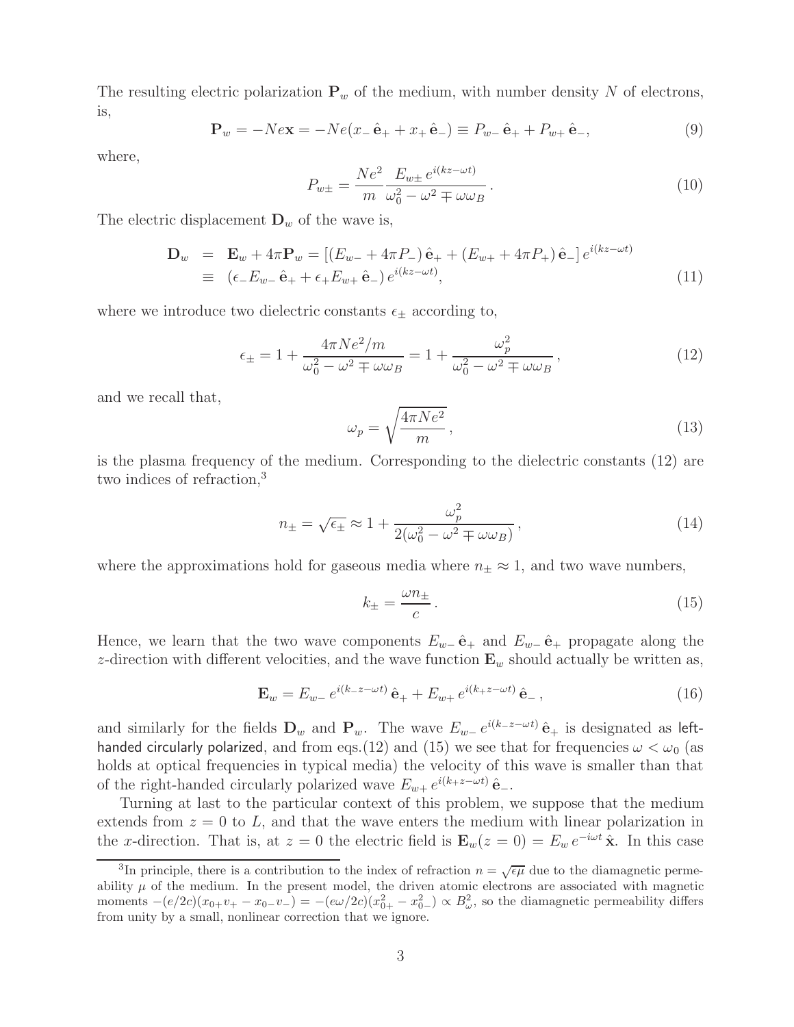The resulting electric polarization $\mathbf{P}_w$ of the medium, with number density $N$ of electrons, is,

$$\mathbf{P}_w = -Ne\mathbf{x} = -Ne(x_- \,\hat{\mathbf{e}}_+ + x_+ \,\hat{\mathbf{e}}_-) \equiv P_{w-} \,\hat{\mathbf{e}}_+ + P_{w+} \,\hat{\mathbf{e}}_-, \tag{9}$$

where,

$$P_{w\pm} = \frac{Ne^2}{m} \frac{E_{w\pm} \, e^{i(kz-\omega t)}}{\omega_0^2 - \omega^2 \mp \omega\omega_B} \,. \tag{10}$$

The electric displacement $\mathbf{D}_w$ of the wave is,

$$\begin{aligned} \mathbf{D}_w &= \mathbf{E}_w + 4\pi \mathbf{P}_w = \left[ (E_{w-} + 4\pi P_-) \,\hat{\mathbf{e}}_+ + (E_{w+} + 4\pi P_+) \,\hat{\mathbf{e}}_- \right] e^{i(kz-\omega t)} \\ &\equiv (\epsilon_- E_{w-} \,\hat{\mathbf{e}}_+ + \epsilon_+ E_{w+} \,\hat{\mathbf{e}}_-) \, e^{i(kz-\omega t)}, \end{aligned} \tag{11}$$

where we introduce two dielectric constants $\epsilon_\pm$ according to,

$$\epsilon_\pm = 1 + \frac{4\pi Ne^2/m}{\omega_0^2 - \omega^2 \mp \omega\omega_B} = 1 + \frac{\omega_p^2}{\omega_0^2 - \omega^2 \mp \omega\omega_B} \,, \tag{12}$$

and we recall that,

$$\omega_p = \sqrt{\frac{4\pi Ne^2}{m}} \,, \tag{13}$$

is the plasma frequency of the medium. Corresponding to the dielectric constants (12) are two indices of refraction,[3]

$$n_\pm = \sqrt{\epsilon_\pm} \approx 1 + \frac{\omega_p^2}{2(\omega_0^2 - \omega^2 \mp \omega\omega_B)} \,, \tag{14}$$

where the approximations hold for gaseous media where $n_\pm \approx 1$, and two wave numbers,

$$k_\pm = \frac{\omega n_\pm}{c} \,. \tag{15}$$

Hence, we learn that the two wave components $E_{w-} \,\hat{\mathbf{e}}_+$ and $E_{w-} \,\hat{\mathbf{e}}_+$ propagate along the $z$-direction with different velocities, and the wave function $\mathbf{E}_w$ should actually be written as,

$$\mathbf{E}_w = E_{w-} \, e^{i(k_- z - \omega t)} \,\hat{\mathbf{e}}_+ + E_{w+} \, e^{i(k_+ z - \omega t)} \,\hat{\mathbf{e}}_- \,, \tag{16}$$

and similarly for the fields $\mathbf{D}_w$ and $\mathbf{P}_w$. The wave $E_{w-} \, e^{i(k_- z - \omega t)} \,\hat{\mathbf{e}}_+$ is designated as left-handed circularly polarized, and from eqs.(12) and (15) we see that for frequencies $\omega < \omega_0$ (as holds at optical frequencies in typical media) the velocity of this wave is smaller than that of the right-handed circularly polarized wave $E_{w+} \, e^{i(k_+ z - \omega t)} \,\hat{\mathbf{e}}_-$.

Turning at last to the particular context of this problem, we suppose that the medium extends from $z = 0$ to $L$, and that the wave enters the medium with linear polarization in the $x$-direction. That is, at $z = 0$ the electric field is $\mathbf{E}_w(z = 0) = E_w \, e^{-i\omega t} \,\hat{\mathbf{x}}$. In this case

[3] In principle, there is a contribution to the index of refraction $n = \sqrt{\epsilon\mu}$ due to the diamagnetic permeability $\mu$ of the medium. In the present model, the driven atomic electrons are associated with magnetic moments $-(e/2c)(x_{0+}v_+ - x_{0-}v_-) = -(e\omega/2c)(x_{0+}^2 - x_{0-}^2) \propto B_\omega^2$, so the diamagnetic permeability differs from unity by a small, nonlinear correction that we ignore.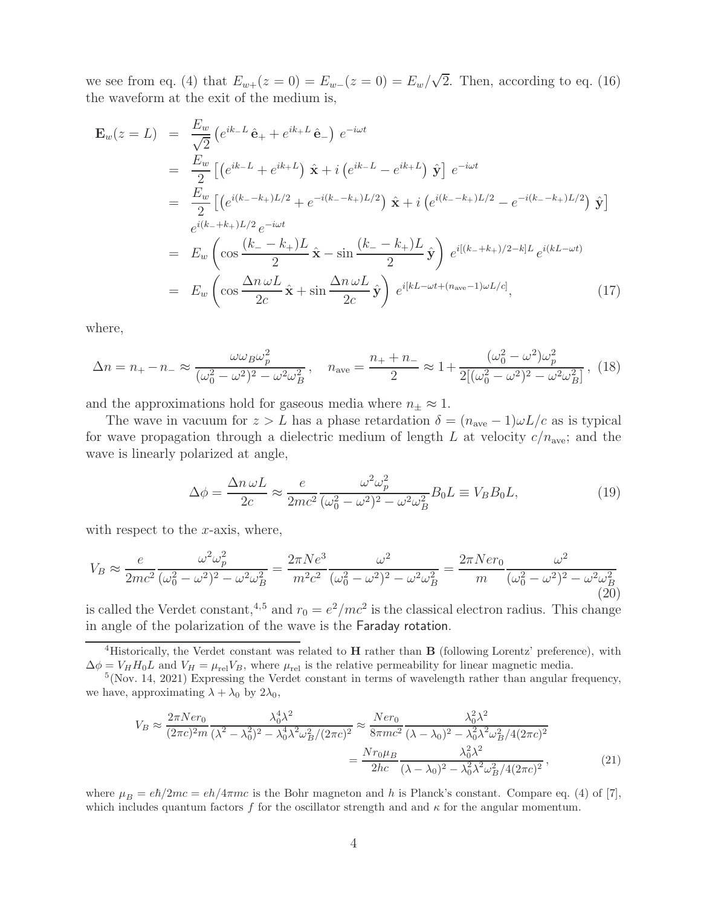we see from eq. (4) that $E_{w+}(z=0) = E_{w-}(z=0) = E_w/\sqrt{2}$. Then, according to eq. (16) the waveform at the exit of the medium is,

$$
\begin{aligned}
\mathbf{E}_w(z=L) &= \frac{E_w}{\sqrt{2}} \left( e^{ik_- L}\,\hat{\mathbf{e}}_+ + e^{ik_+ L}\,\hat{\mathbf{e}}_- \right) e^{-i\omega t} \\
&= \frac{E_w}{2} \left[ \left( e^{ik_- L} + e^{ik_+ L} \right) \hat{\mathbf{x}} + i \left( e^{ik_- L} - e^{ik_+ L} \right) \hat{\mathbf{y}} \right] e^{-i\omega t} \\
&= \frac{E_w}{2} \left[ \left( e^{i(k_- - k_+)L/2} + e^{-i(k_- - k_+)L/2} \right) \hat{\mathbf{x}} + i \left( e^{i(k_- - k_+)L/2} - e^{-i(k_- - k_+)L/2} \right) \hat{\mathbf{y}} \right] \\
&\quad\; e^{i(k_- + k_+)L/2}\, e^{-i\omega t} \\
&= E_w \left( \cos\frac{(k_- - k_+)L}{2}\,\hat{\mathbf{x}} - \sin\frac{(k_- - k_+)L}{2}\,\hat{\mathbf{y}} \right) e^{i[(k_- + k_+)/2 - k]L}\, e^{i(kL - \omega t)} \\
&= E_w \left( \cos\frac{\Delta n\,\omega L}{2c}\,\hat{\mathbf{x}} + \sin\frac{\Delta n\,\omega L}{2c}\,\hat{\mathbf{y}} \right) e^{i[kL - \omega t + (n_{\rm ave} - 1)\omega L/c]},
\end{aligned}
\tag{17}
$$

where,

$$
\Delta n = n_+ - n_- \approx \frac{\omega \omega_B \omega_p^2}{(\omega_0^2 - \omega^2)^2 - \omega^2 \omega_B^2}\,, \quad n_{\rm ave} = \frac{n_+ + n_-}{2} \approx 1 + \frac{(\omega_0^2 - \omega^2)\omega_p^2}{2[(\omega_0^2 - \omega^2)^2 - \omega^2\omega_B^2]}\,, \tag{18}
$$

and the approximations hold for gaseous media where $n_\pm \approx 1$.

The wave in vacuum for $z > L$ has a phase retardation $\delta = (n_{\rm ave} - 1)\omega L/c$ as is typical for wave propagation through a dielectric medium of length $L$ at velocity $c/n_{\rm ave}$; and the wave is linearly polarized at angle,

$$
\Delta\phi = \frac{\Delta n\,\omega L}{2c} \approx \frac{e}{2mc^2} \frac{\omega^2 \omega_p^2}{(\omega_0^2 - \omega^2)^2 - \omega^2\omega_B^2} B_0 L \equiv V_B B_0 L, \tag{19}
$$

with respect to the $x$-axis, where,

$$
V_B \approx \frac{e}{2mc^2} \frac{\omega^2 \omega_p^2}{(\omega_0^2 - \omega^2)^2 - \omega^2\omega_B^2} = \frac{2\pi N e^3}{m^2 c^2} \frac{\omega^2}{(\omega_0^2 - \omega^2)^2 - \omega^2\omega_B^2} = \frac{2\pi N e r_0}{m} \frac{\omega^2}{(\omega_0^2 - \omega^2)^2 - \omega^2\omega_B^2} \tag{20}
$$

is called the Verdet constant,[4,5] and $r_0 = e^2/mc^2$ is the classical electron radius. This change in angle of the polarization of the wave is the Faraday rotation.

[4] Historically, the Verdet constant was related to $\mathbf{H}$ rather than $\mathbf{B}$ (following Lorentz' preference), with $\Delta\phi = V_H H_0 L$ and $V_H = \mu_{\rm rel} V_B$, where $\mu_{\rm rel}$ is the relative permeability for linear magnetic media.

[5] (Nov. 14, 2021) Expressing the Verdet constant in terms of wavelength rather than angular frequency, we have, approximating $\lambda + \lambda_0$ by $2\lambda_0$,

$$
\begin{aligned}
V_B &\approx \frac{2\pi N e r_0}{(2\pi c)^2 m} \frac{\lambda_0^4 \lambda^2}{(\lambda^2 - \lambda_0^2)^2 - \lambda_0^4 \lambda^2 \omega_B^2/(2\pi c)^2} \approx \frac{N e r_0}{8\pi m c^2} \frac{\lambda_0^2 \lambda^2}{(\lambda - \lambda_0)^2 - \lambda_0^2 \lambda^2 \omega_B^2/4(2\pi c)^2} \\
&= \frac{N r_0 \mu_B}{2hc} \frac{\lambda_0^2 \lambda^2}{(\lambda - \lambda_0)^2 - \lambda_0^2 \lambda^2 \omega_B^2/4(2\pi c)^2}\,,
\end{aligned}
\tag{21}
$$

where $\mu_B = e\hbar/2mc = eh/4\pi mc$ is the Bohr magneton and $h$ is Planck's constant. Compare eq. (4) of [7], which includes quantum factors $f$ for the oscillator strength and and $\kappa$ for the angular momentum.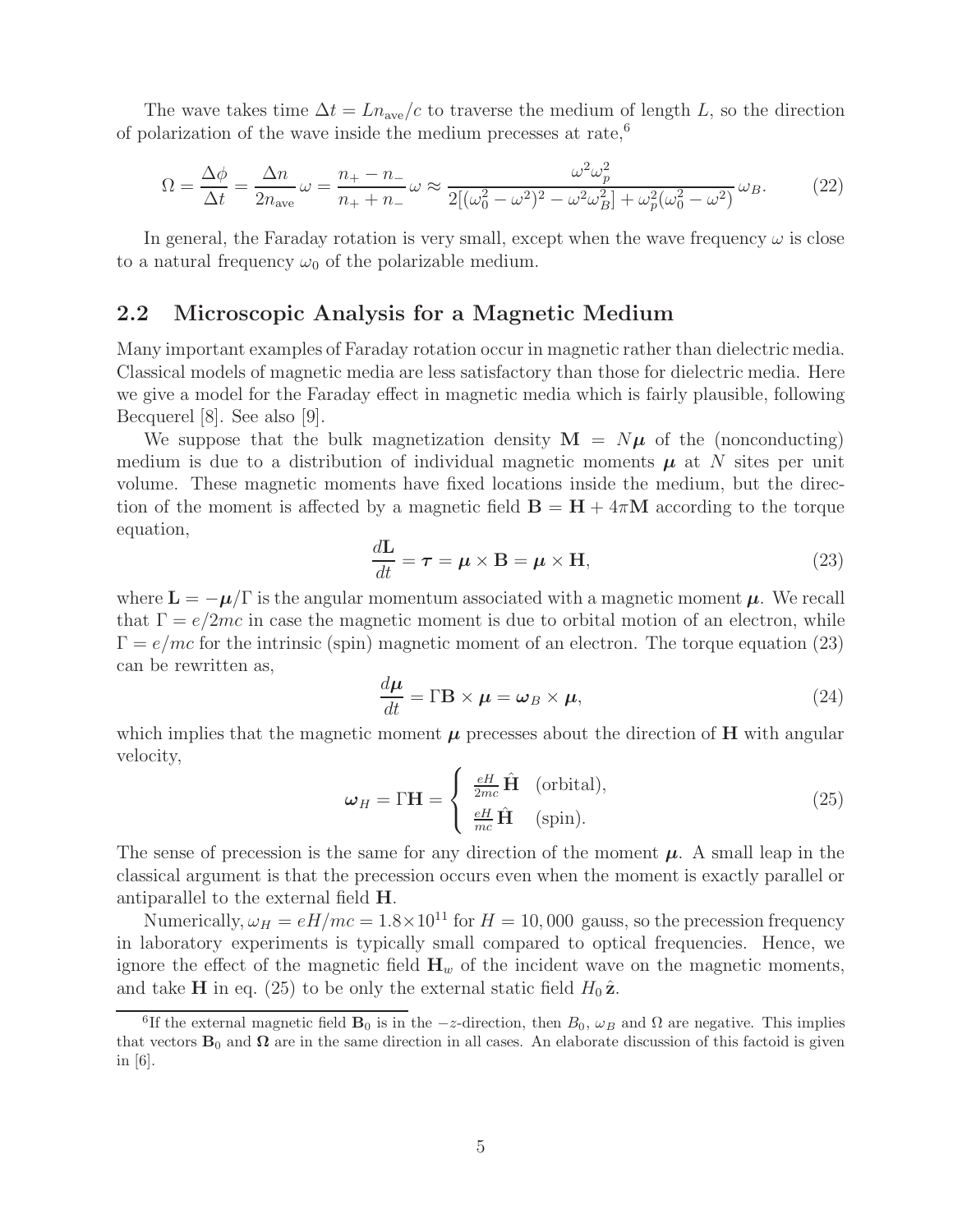The wave takes time $\Delta t = L n_{\rm ave}/c$ to traverse the medium of length $L$, so the direction of polarization of the wave inside the medium precesses at rate,[6]

$$\Omega = \frac{\Delta\phi}{\Delta t} = \frac{\Delta n}{2 n_{\rm ave}}\,\omega = \frac{n_+ - n_-}{n_+ + n_-}\,\omega \approx \frac{\omega^2 \omega_p^2}{2[(\omega_0^2 - \omega^2)^2 - \omega^2\omega_B^2] + \omega_p^2(\omega_0^2 - \omega^2)}\,\omega_B. \tag{22}$$

In general, the Faraday rotation is very small, except when the wave frequency $\omega$ is close to a natural frequency $\omega_0$ of the polarizable medium.

## 2.2 Microscopic Analysis for a Magnetic Medium

Many important examples of Faraday rotation occur in magnetic rather than dielectric media. Classical models of magnetic media are less satisfactory than those for dielectric media. Here we give a model for the Faraday effect in magnetic media which is fairly plausible, following Becquerel [8]. See also [9].

We suppose that the bulk magnetization density $\mathbf{M} = N\boldsymbol{\mu}$ of the (nonconducting) medium is due to a distribution of individual magnetic moments $\boldsymbol{\mu}$ at $N$ sites per unit volume. These magnetic moments have fixed locations inside the medium, but the direction of the moment is affected by a magnetic field $\mathbf{B} = \mathbf{H} + 4\pi\mathbf{M}$ according to the torque equation,

$$\frac{d\mathbf{L}}{dt} = \boldsymbol{\tau} = \boldsymbol{\mu}\times\mathbf{B} = \boldsymbol{\mu}\times\mathbf{H}, \tag{23}$$

where $\mathbf{L} = -\boldsymbol{\mu}/\Gamma$ is the angular momentum associated with a magnetic moment $\boldsymbol{\mu}$. We recall that $\Gamma = e/2mc$ in case the magnetic moment is due to orbital motion of an electron, while $\Gamma = e/mc$ for the intrinsic (spin) magnetic moment of an electron. The torque equation (23) can be rewritten as,

$$\frac{d\boldsymbol{\mu}}{dt} = \Gamma\mathbf{B}\times\boldsymbol{\mu} = \boldsymbol{\omega}_B\times\boldsymbol{\mu}, \tag{24}$$

which implies that the magnetic moment $\boldsymbol{\mu}$ precesses about the direction of $\mathbf{H}$ with angular velocity,

$$\boldsymbol{\omega}_H = \Gamma\mathbf{H} = \begin{cases} \frac{eH}{2mc}\,\hat{\mathbf{H}} & \text{(orbital)}, \\ \frac{eH}{mc}\,\hat{\mathbf{H}} & \text{(spin)}. \end{cases} \tag{25}$$

The sense of precession is the same for any direction of the moment $\boldsymbol{\mu}$. A small leap in the classical argument is that the precession occurs even when the moment is exactly parallel or antiparallel to the external field $\mathbf{H}$.

Numerically, $\omega_H = eH/mc = 1.8\times 10^{11}$ for $H = 10{,}000$ gauss, so the precession frequency in laboratory experiments is typically small compared to optical frequencies. Hence, we ignore the effect of the magnetic field $\mathbf{H}_w$ of the incident wave on the magnetic moments, and take $\mathbf{H}$ in eq. (25) to be only the external static field $H_0\,\hat{\mathbf{z}}$.

[6] If the external magnetic field $\mathbf{B}_0$ is in the $-z$-direction, then $B_0$, $\omega_B$ and $\Omega$ are negative. This implies that vectors $\mathbf{B}_0$ and $\boldsymbol{\Omega}$ are in the same direction in all cases. An elaborate discussion of this factoid is given in [6].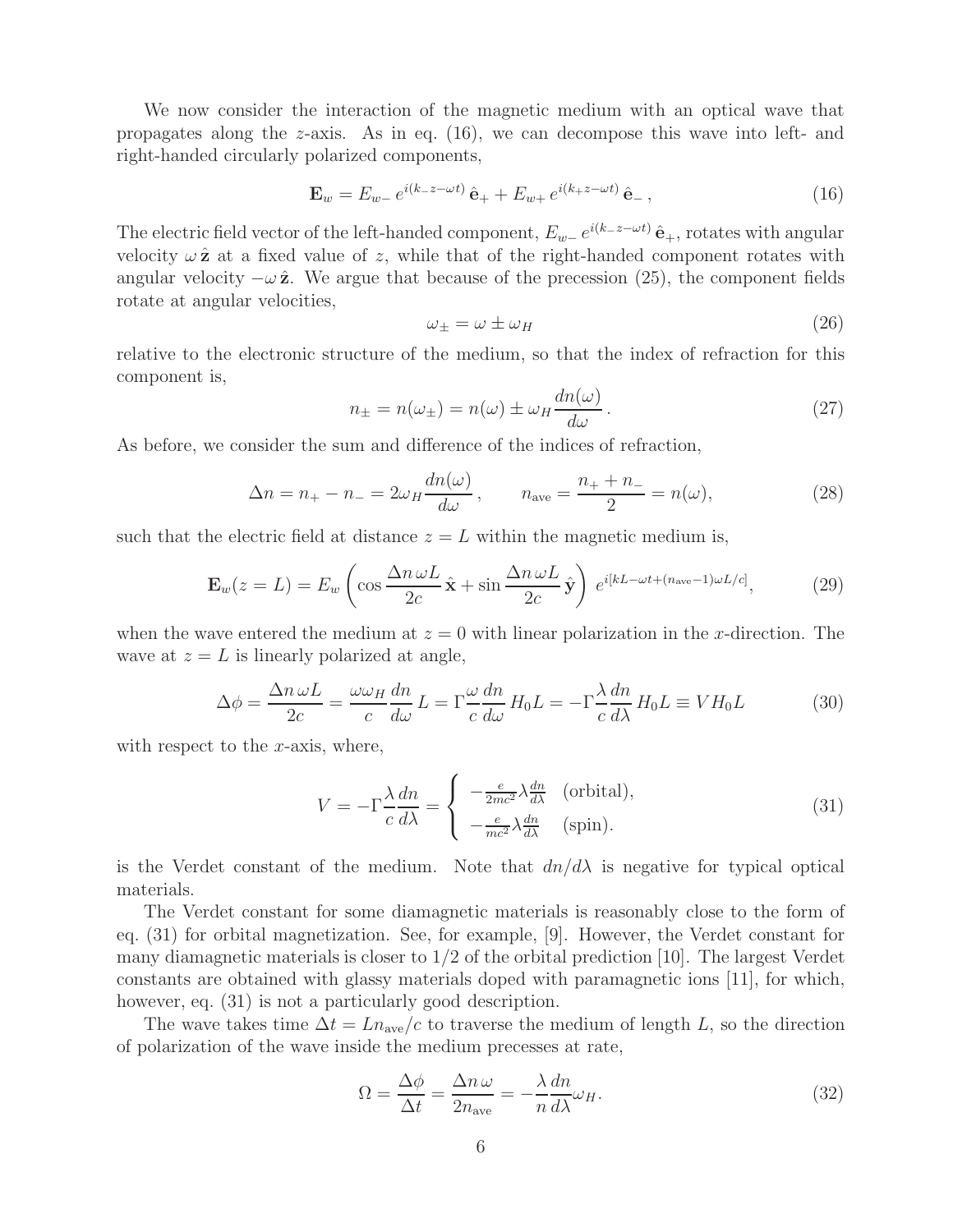We now consider the interaction of the magnetic medium with an optical wave that propagates along the $z$-axis. As in eq. (16), we can decompose this wave into left- and right-handed circularly polarized components,

$$\mathbf{E}_w = E_{w-}\, e^{i(k_- z - \omega t)}\, \hat{\mathbf{e}}_+ + E_{w+}\, e^{i(k_+ z - \omega t)}\, \hat{\mathbf{e}}_- \,, \tag{16}$$

The electric field vector of the left-handed component, $E_{w-}\, e^{i(k_- z - \omega t)}\, \hat{\mathbf{e}}_+$, rotates with angular velocity $\omega\, \hat{\mathbf{z}}$ at a fixed value of $z$, while that of the right-handed component rotates with angular velocity $-\omega\, \hat{\mathbf{z}}$. We argue that because of the precession (25), the component fields rotate at angular velocities,

$$\omega_\pm = \omega \pm \omega_H \tag{26}$$

relative to the electronic structure of the medium, so that the index of refraction for this component is,

$$n_\pm = n(\omega_\pm) = n(\omega) \pm \omega_H \frac{dn(\omega)}{d\omega} \,. \tag{27}$$

As before, we consider the sum and difference of the indices of refraction,

$$\Delta n = n_+ - n_- = 2\omega_H \frac{dn(\omega)}{d\omega} \,, \qquad n_{\rm ave} = \frac{n_+ + n_-}{2} = n(\omega), \tag{28}$$

such that the electric field at distance $z = L$ within the magnetic medium is,

$$\mathbf{E}_w(z = L) = E_w \left( \cos \frac{\Delta n\, \omega L}{2c}\, \hat{\mathbf{x}} + \sin \frac{\Delta n\, \omega L}{2c}\, \hat{\mathbf{y}} \right) e^{i[kL - \omega t + (n_{\rm ave} - 1)\omega L / c]}, \tag{29}$$

when the wave entered the medium at $z = 0$ with linear polarization in the $x$-direction. The wave at $z = L$ is linearly polarized at angle,

$$\Delta\phi = \frac{\Delta n\, \omega L}{2c} = \frac{\omega \omega_H}{c} \frac{dn}{d\omega}\, L = \Gamma \frac{\omega}{c} \frac{dn}{d\omega}\, H_0 L = -\Gamma \frac{\lambda}{c} \frac{dn}{d\lambda}\, H_0 L \equiv V H_0 L \tag{30}$$

with respect to the $x$-axis, where,

$$V = -\Gamma \frac{\lambda}{c} \frac{dn}{d\lambda} = \begin{cases} -\frac{e}{2mc^2} \lambda \frac{dn}{d\lambda} & \text{(orbital)}, \\ -\frac{e}{mc^2} \lambda \frac{dn}{d\lambda} & \text{(spin)}. \end{cases} \tag{31}$$

is the Verdet constant of the medium. Note that $dn/d\lambda$ is negative for typical optical materials.

The Verdet constant for some diamagnetic materials is reasonably close to the form of eq. (31) for orbital magnetization. See, for example, [9]. However, the Verdet constant for many diamagnetic materials is closer to 1/2 of the orbital prediction [10]. The largest Verdet constants are obtained with glassy materials doped with paramagnetic ions [11], for which, however, eq. (31) is not a particularly good description.

The wave takes time $\Delta t = L n_{\rm ave}/c$ to traverse the medium of length $L$, so the direction of polarization of the wave inside the medium precesses at rate,

$$\Omega = \frac{\Delta\phi}{\Delta t} = \frac{\Delta n\, \omega}{2 n_{\rm ave}} = -\frac{\lambda}{n} \frac{dn}{d\lambda} \omega_H. \tag{32}$$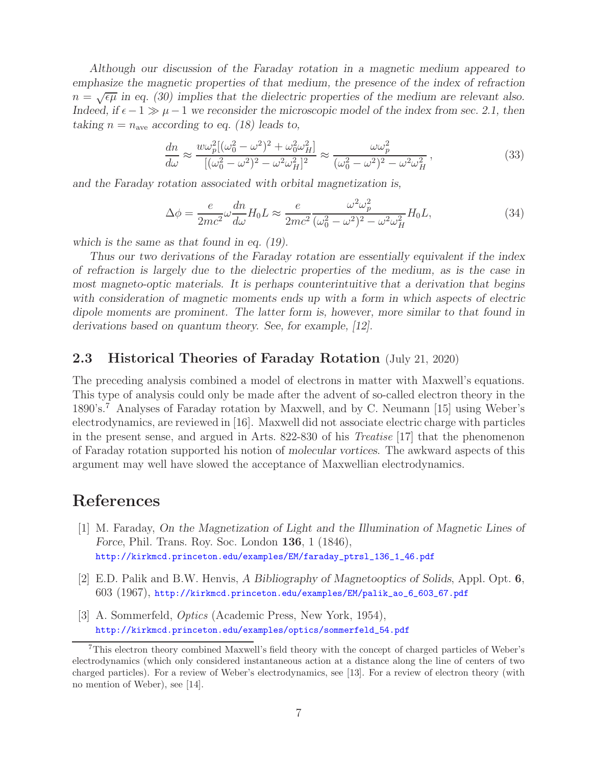*Although our discussion of the Faraday rotation in a magnetic medium appeared to emphasize the magnetic properties of that medium, the presence of the index of refraction $n = \sqrt{\epsilon\mu}$ in eq. (30) implies that the dielectric properties of the medium are relevant also. Indeed, if $\epsilon - 1 \gg \mu - 1$ we reconsider the microscopic model of the index from sec. 2.1, then taking $n = n_{\rm ave}$ according to eq. (18) leads to,*

$$\frac{dn}{d\omega} \approx \frac{w\omega_p^2[(\omega_0^2 - \omega^2)^2 + \omega_0^2\omega_H^2]}{[(\omega_0^2 - \omega^2)^2 - \omega^2\omega_H^2]^2} \approx \frac{\omega\omega_p^2}{(\omega_0^2 - \omega^2)^2 - \omega^2\omega_H^2}\,, \tag{33}$$

*and the Faraday rotation associated with orbital magnetization is,*

$$\Delta\phi = \frac{e}{2mc^2}\omega\frac{dn}{d\omega}H_0 L \approx \frac{e}{2mc^2}\frac{\omega^2\omega_p^2}{(\omega_0^2 - \omega^2)^2 - \omega^2\omega_H^2}H_0 L, \tag{34}$$

*which is the same as that found in eq. (19).*

*Thus our two derivations of the Faraday rotation are essentially equivalent if the index of refraction is largely due to the dielectric properties of the medium, as is the case in most magneto-optic materials. It is perhaps counterintuitive that a derivation that begins with consideration of magnetic moments ends up with a form in which aspects of electric dipole moments are prominent. The latter form is, however, more similar to that found in derivations based on quantum theory. See, for example, [12].*

## 2.3 Historical Theories of Faraday Rotation (July 21, 2020)

The preceding analysis combined a model of electrons in matter with Maxwell's equations. This type of analysis could only be made after the advent of so-called electron theory in the 1890's.[7] Analyses of Faraday rotation by Maxwell, and by C. Neumann [15] using Weber's electrodynamics, are reviewed in [16]. Maxwell did not associate electric charge with particles in the present sense, and argued in Arts. 822-830 of his *Treatise* [17] that the phenomenon of Faraday rotation supported his notion of *molecular vortices*. The awkward aspects of this argument may well have slowed the acceptance of Maxwellian electrodynamics.

# References

[1] M. Faraday, *On the Magnetization of Light and the Illumination of Magnetic Lines of Force*, Phil. Trans. Roy. Soc. London **136**, 1 (1846), http://kirkmcd.princeton.edu/examples/EM/faraday_ptrsl_136_1_46.pdf

[2] E.D. Palik and B.W. Henvis, *A Bibliography of Magnetooptics of Solids*, Appl. Opt. **6**, 603 (1967), http://kirkmcd.princeton.edu/examples/EM/palik_ao_6_603_67.pdf

[3] A. Sommerfeld, *Optics* (Academic Press, New York, 1954), http://kirkmcd.princeton.edu/examples/optics/sommerfeld_54.pdf

[7] This electron theory combined Maxwell's field theory with the concept of charged particles of Weber's electrodynamics (which only considered instantaneous action at a distance along the line of centers of two charged particles). For a review of Weber's electrodynamics, see [13]. For a review of electron theory (with no mention of Weber), see [14].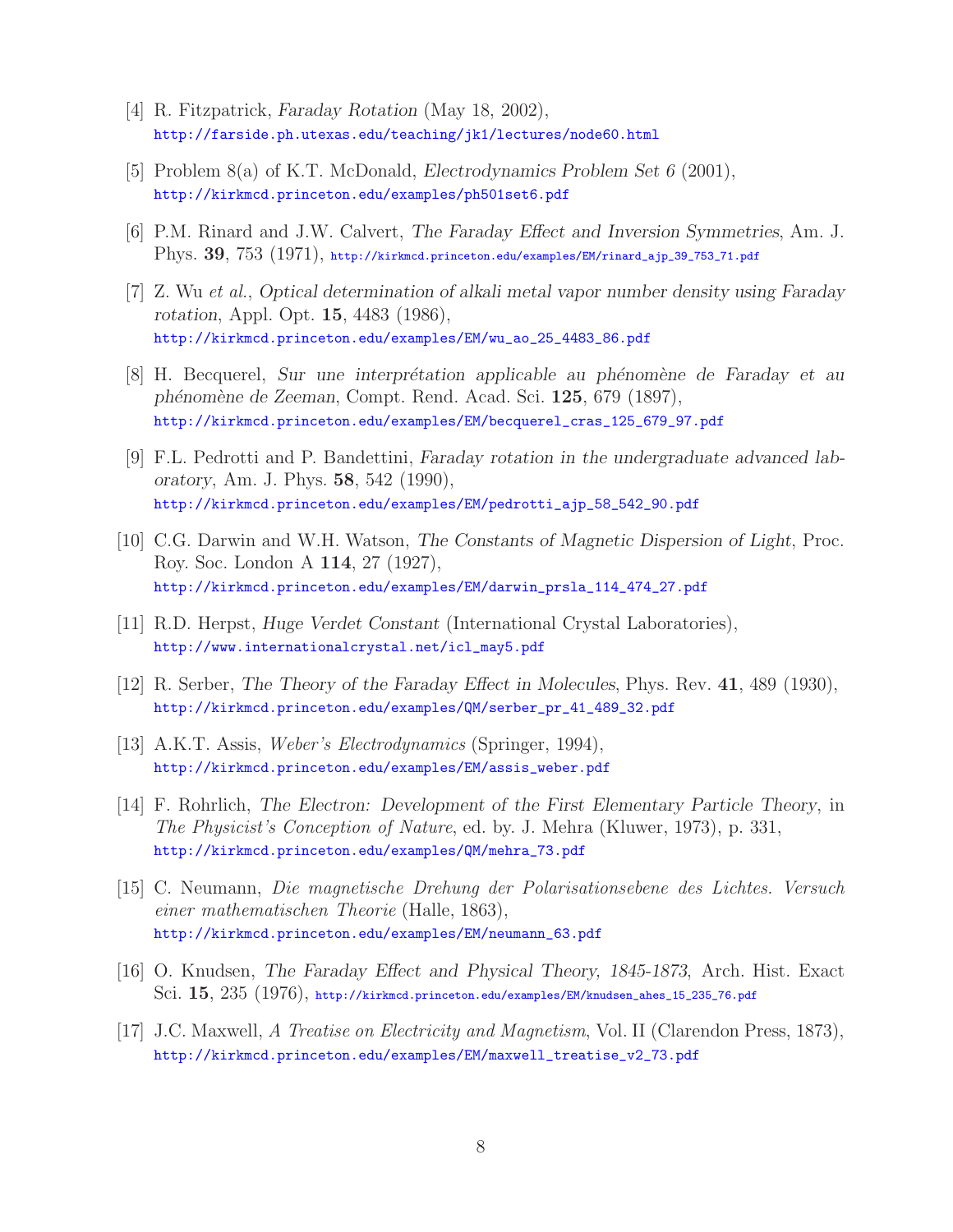[4] R. Fitzpatrick, *Faraday Rotation* (May 18, 2002),
http://farside.ph.utexas.edu/teaching/jk1/lectures/node60.html

[5] Problem 8(a) of K.T. McDonald, *Electrodynamics Problem Set 6* (2001),
http://kirkmcd.princeton.edu/examples/ph501set6.pdf

[6] P.M. Rinard and J.W. Calvert, *The Faraday Effect and Inversion Symmetries*, Am. J. Phys. **39**, 753 (1971), http://kirkmcd.princeton.edu/examples/EM/rinard_ajp_39_753_71.pdf

[7] Z. Wu *et al.*, *Optical determination of alkali metal vapor number density using Faraday rotation*, Appl. Opt. **15**, 4483 (1986),
http://kirkmcd.princeton.edu/examples/EM/wu_ao_25_4483_86.pdf

[8] H. Becquerel, *Sur une interprétation applicable au phénomène de Faraday et au phénomène de Zeeman*, Compt. Rend. Acad. Sci. **125**, 679 (1897),
http://kirkmcd.princeton.edu/examples/EM/becquerel_cras_125_679_97.pdf

[9] F.L. Pedrotti and P. Bandettini, *Faraday rotation in the undergraduate advanced laboratory*, Am. J. Phys. **58**, 542 (1990),
http://kirkmcd.princeton.edu/examples/EM/pedrotti_ajp_58_542_90.pdf

[10] C.G. Darwin and W.H. Watson, *The Constants of Magnetic Dispersion of Light*, Proc. Roy. Soc. London A **114**, 27 (1927),
http://kirkmcd.princeton.edu/examples/EM/darwin_prsla_114_474_27.pdf

[11] R.D. Herpst, *Huge Verdet Constant* (International Crystal Laboratories),
http://www.internationalcrystal.net/icl_may5.pdf

[12] R. Serber, *The Theory of the Faraday Effect in Molecules*, Phys. Rev. **41**, 489 (1930),
http://kirkmcd.princeton.edu/examples/QM/serber_pr_41_489_32.pdf

[13] A.K.T. Assis, *Weber's Electrodynamics* (Springer, 1994),
http://kirkmcd.princeton.edu/examples/EM/assis_weber.pdf

[14] F. Rohrlich, *The Electron: Development of the First Elementary Particle Theory*, in *The Physicist's Conception of Nature*, ed. by. J. Mehra (Kluwer, 1973), p. 331,
http://kirkmcd.princeton.edu/examples/QM/mehra_73.pdf

[15] C. Neumann, *Die magnetische Drehung der Polarisationsebene des Lichtes. Versuch einer mathematischen Theorie* (Halle, 1863),
http://kirkmcd.princeton.edu/examples/EM/neumann_63.pdf

[16] O. Knudsen, *The Faraday Effect and Physical Theory, 1845-1873*, Arch. Hist. Exact Sci. **15**, 235 (1976), http://kirkmcd.princeton.edu/examples/EM/knudsen_ahes_15_235_76.pdf

[17] J.C. Maxwell, *A Treatise on Electricity and Magnetism*, Vol. II (Clarendon Press, 1873),
http://kirkmcd.princeton.edu/examples/EM/maxwell_treatise_v2_73.pdf